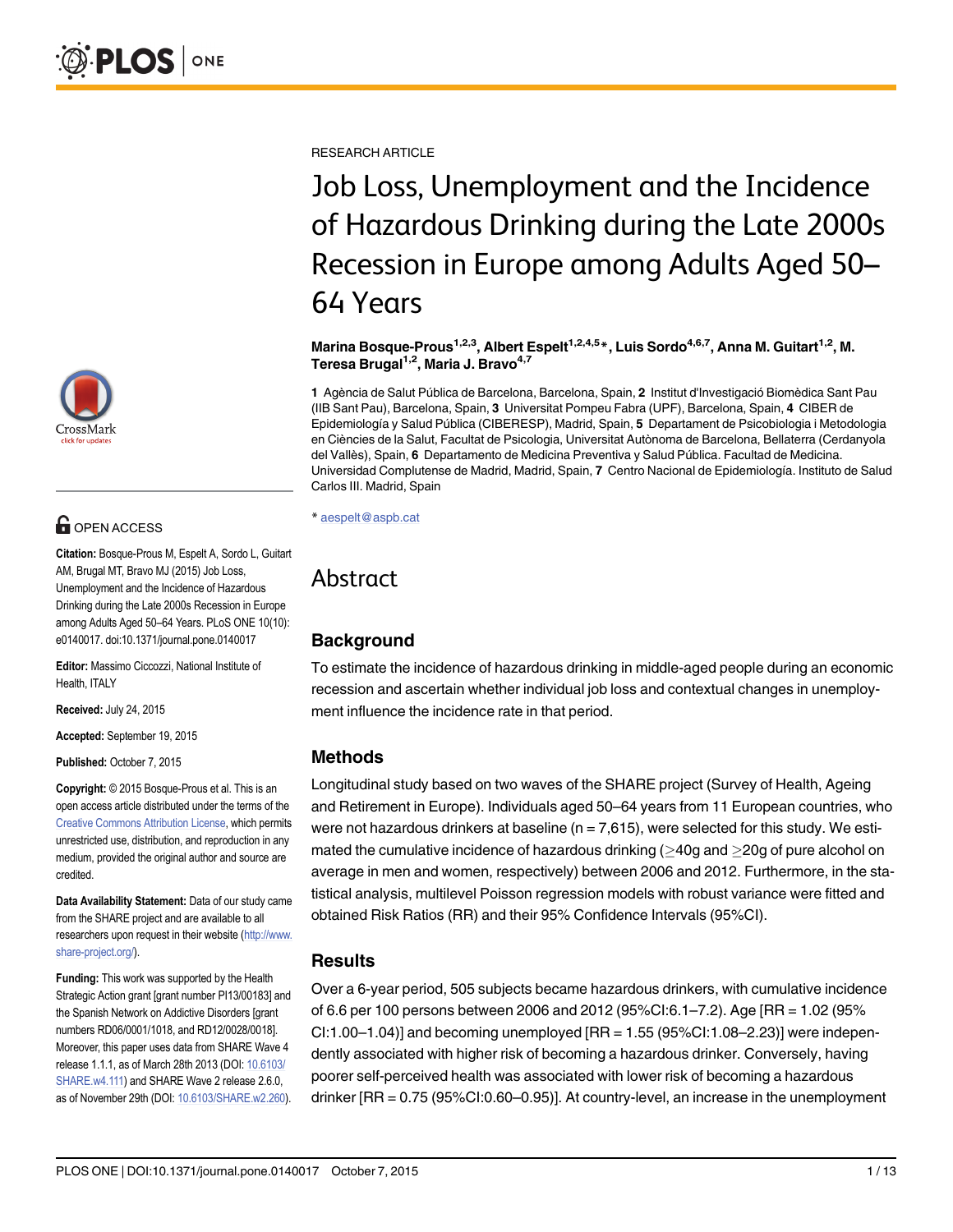RESEARCH ARTICLE

# Job Loss, Unemployment and the Incidence of Hazardous Drinking during the Late 2000s Recession in Europe among Adults Aged 50–64 Years

**Marina Bosque-Prous[1,2,3], Albert Espelt[1,2,4,5]*, Luis Sordo[4,6,7], Anna M. Guitart[1,2], M. Teresa Brugal[1,2], Maria J. Bravo[4,7]**

**1** Agència de Salut Pública de Barcelona, Barcelona, Spain, **2** Institut d'Investigació Biomèdica Sant Pau (IIB Sant Pau), Barcelona, Spain, **3** Universitat Pompeu Fabra (UPF), Barcelona, Spain, **4** CIBER de Epidemiología y Salud Pública (CIBERESP), Madrid, Spain, **5** Departament de Psicobiologia i Metodologia en Ciències de la Salut, Facultat de Psicologia, Universitat Autònoma de Barcelona, Bellaterra (Cerdanyola del Vallès), Spain, **6** Departamento de Medicina Preventiva y Salud Pública. Facultad de Medicina. Universidad Complutense de Madrid, Madrid, Spain, **7** Centro Nacional de Epidemiología. Instituto de Salud Carlos III. Madrid, Spain

* aespelt@aspb.cat

OPEN ACCESS

**Citation:** Bosque-Prous M, Espelt A, Sordo L, Guitart AM, Brugal MT, Bravo MJ (2015) Job Loss, Unemployment and the Incidence of Hazardous Drinking during the Late 2000s Recession in Europe among Adults Aged 50–64 Years. PLoS ONE 10(10): e0140017. doi:10.1371/journal.pone.0140017

**Editor:** Massimo Ciccozzi, National Institute of Health, ITALY

**Received:** July 24, 2015

**Accepted:** September 19, 2015

**Published:** October 7, 2015

**Copyright:** © 2015 Bosque-Prous et al. This is an open access article distributed under the terms of the Creative Commons Attribution License, which permits unrestricted use, distribution, and reproduction in any medium, provided the original author and source are credited.

**Data Availability Statement:** Data of our study came from the SHARE project and are available to all researchers upon request in their website (http://www.share-project.org/).

**Funding:** This work was supported by the Health Strategic Action grant [grant number PI13/00183] and the Spanish Network on Addictive Disorders [grant numbers RD06/0001/1018, and RD12/0028/0018]. Moreover, this paper uses data from SHARE Wave 4 release 1.1.1, as of March 28th 2013 (DOI: 10.6103/SHARE.w4.111) and SHARE Wave 2 release 2.6.0, as of November 29th (DOI: 10.6103/SHARE.w2.260).

## Abstract

### Background

To estimate the incidence of hazardous drinking in middle-aged people during an economic recession and ascertain whether individual job loss and contextual changes in unemployment influence the incidence rate in that period.

### Methods

Longitudinal study based on two waves of the SHARE project (Survey of Health, Ageing and Retirement in Europe). Individuals aged 50–64 years from 11 European countries, who were not hazardous drinkers at baseline (n = 7,615), were selected for this study. We estimated the cumulative incidence of hazardous drinking (≥40g and ≥20g of pure alcohol on average in men and women, respectively) between 2006 and 2012. Furthermore, in the statistical analysis, multilevel Poisson regression models with robust variance were fitted and obtained Risk Ratios (RR) and their 95% Confidence Intervals (95%CI).

### Results

Over a 6-year period, 505 subjects became hazardous drinkers, with cumulative incidence of 6.6 per 100 persons between 2006 and 2012 (95%CI:6.1–7.2). Age [RR = 1.02 (95% CI:1.00–1.04)] and becoming unemployed [RR = 1.55 (95%CI:1.08–2.23)] were independently associated with higher risk of becoming a hazardous drinker. Conversely, having poorer self-perceived health was associated with lower risk of becoming a hazardous drinker [RR = 0.75 (95%CI:0.60–0.95)]. At country-level, an increase in the unemployment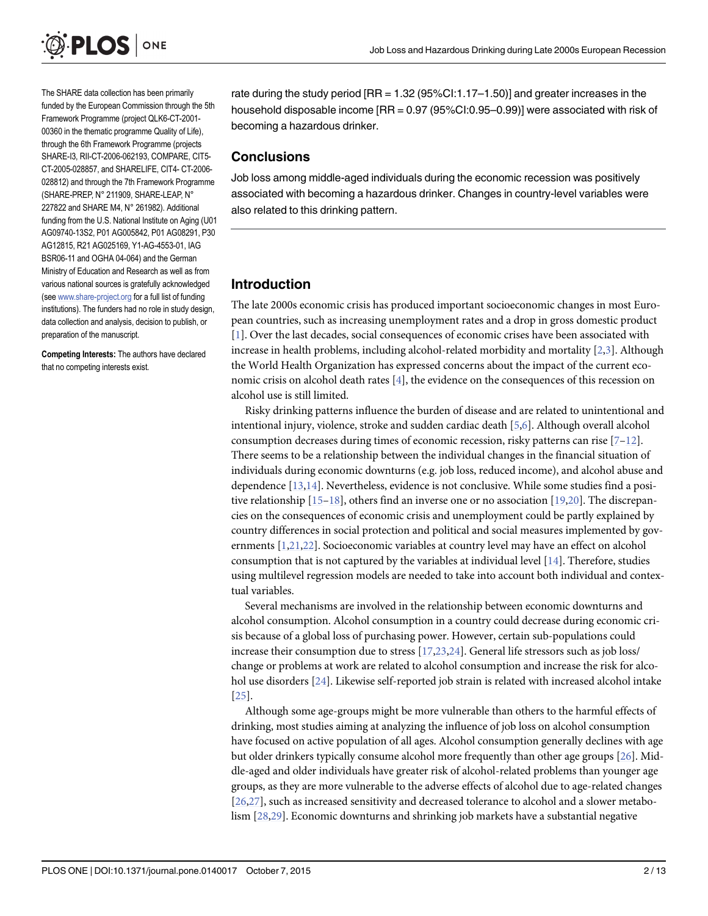The SHARE data collection has been primarily funded by the European Commission through the 5th Framework Programme (project QLK6-CT-2001-00360 in the thematic programme Quality of Life), through the 6th Framework Programme (projects SHARE-I3, RII-CT-2006-062193, COMPARE, CIT5-CT-2005-028857, and SHARELIFE, CIT4- CT-2006-028812) and through the 7th Framework Programme (SHARE-PREP, N° 211909, SHARE-LEAP, N° 227822 and SHARE M4, N° 261982). Additional funding from the U.S. National Institute on Aging (U01 AG09740-13S2, P01 AG005842, P01 AG08291, P30 AG12815, R21 AG025169, Y1-AG-4553-01, IAG BSR06-11 and OGHA 04-064) and the German Ministry of Education and Research as well as from various national sources is gratefully acknowledged (see www.share-project.org for a full list of funding institutions). The funders had no role in study design, data collection and analysis, decision to publish, or preparation of the manuscript.

**Competing Interests:** The authors have declared that no competing interests exist.

rate during the study period [RR = 1.32 (95%CI:1.17–1.50)] and greater increases in the household disposable income [RR = 0.97 (95%CI:0.95–0.99)] were associated with risk of becoming a hazardous drinker.

## Conclusions

Job loss among middle-aged individuals during the economic recession was positively associated with becoming a hazardous drinker. Changes in country-level variables were also related to this drinking pattern.

## Introduction

The late 2000s economic crisis has produced important socioeconomic changes in most European countries, such as increasing unemployment rates and a drop in gross domestic product [1]. Over the last decades, social consequences of economic crises have been associated with increase in health problems, including alcohol-related morbidity and mortality [2,3]. Although the World Health Organization has expressed concerns about the impact of the current economic crisis on alcohol death rates [4], the evidence on the consequences of this recession on alcohol use is still limited.

Risky drinking patterns influence the burden of disease and are related to unintentional and intentional injury, violence, stroke and sudden cardiac death [5,6]. Although overall alcohol consumption decreases during times of economic recession, risky patterns can rise [7–12]. There seems to be a relationship between the individual changes in the financial situation of individuals during economic downturns (e.g. job loss, reduced income), and alcohol abuse and dependence [13,14]. Nevertheless, evidence is not conclusive. While some studies find a positive relationship [15–18], others find an inverse one or no association [19,20]. The discrepancies on the consequences of economic crisis and unemployment could be partly explained by country differences in social protection and political and social measures implemented by governments [1,21,22]. Socioeconomic variables at country level may have an effect on alcohol consumption that is not captured by the variables at individual level [14]. Therefore, studies using multilevel regression models are needed to take into account both individual and contextual variables.

Several mechanisms are involved in the relationship between economic downturns and alcohol consumption. Alcohol consumption in a country could decrease during economic crisis because of a global loss of purchasing power. However, certain sub-populations could increase their consumption due to stress [17,23,24]. General life stressors such as job loss/change or problems at work are related to alcohol consumption and increase the risk for alcohol use disorders [24]. Likewise self-reported job strain is related with increased alcohol intake [25].

Although some age-groups might be more vulnerable than others to the harmful effects of drinking, most studies aiming at analyzing the influence of job loss on alcohol consumption have focused on active population of all ages. Alcohol consumption generally declines with age but older drinkers typically consume alcohol more frequently than other age groups [26]. Middle-aged and older individuals have greater risk of alcohol-related problems than younger age groups, as they are more vulnerable to the adverse effects of alcohol due to age-related changes [26,27], such as increased sensitivity and decreased tolerance to alcohol and a slower metabolism [28,29]. Economic downturns and shrinking job markets have a substantial negative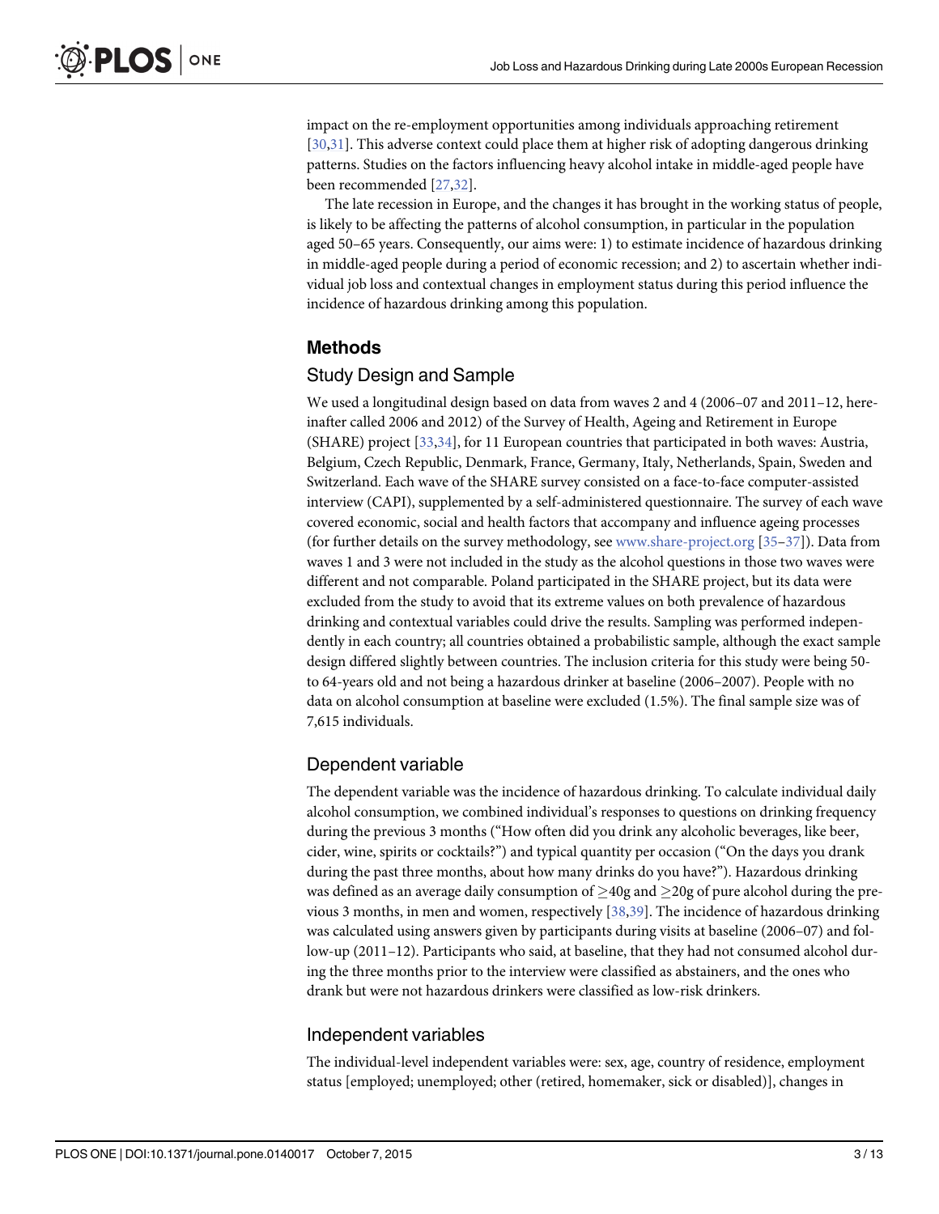impact on the re-employment opportunities among individuals approaching retirement [30,31]. This adverse context could place them at higher risk of adopting dangerous drinking patterns. Studies on the factors influencing heavy alcohol intake in middle-aged people have been recommended [27,32].

The late recession in Europe, and the changes it has brought in the working status of people, is likely to be affecting the patterns of alcohol consumption, in particular in the population aged 50–65 years. Consequently, our aims were: 1) to estimate incidence of hazardous drinking in middle-aged people during a period of economic recession; and 2) to ascertain whether individual job loss and contextual changes in employment status during this period influence the incidence of hazardous drinking among this population.

## Methods

### Study Design and Sample

We used a longitudinal design based on data from waves 2 and 4 (2006–07 and 2011–12, hereinafter called 2006 and 2012) of the Survey of Health, Ageing and Retirement in Europe (SHARE) project [33,34], for 11 European countries that participated in both waves: Austria, Belgium, Czech Republic, Denmark, France, Germany, Italy, Netherlands, Spain, Sweden and Switzerland. Each wave of the SHARE survey consisted on a face-to-face computer-assisted interview (CAPI), supplemented by a self-administered questionnaire. The survey of each wave covered economic, social and health factors that accompany and influence ageing processes (for further details on the survey methodology, see www.share-project.org [35–37]). Data from waves 1 and 3 were not included in the study as the alcohol questions in those two waves were different and not comparable. Poland participated in the SHARE project, but its data were excluded from the study to avoid that its extreme values on both prevalence of hazardous drinking and contextual variables could drive the results. Sampling was performed independently in each country; all countries obtained a probabilistic sample, although the exact sample design differed slightly between countries. The inclusion criteria for this study were being 50- to 64-years old and not being a hazardous drinker at baseline (2006–2007). People with no data on alcohol consumption at baseline were excluded (1.5%). The final sample size was of 7,615 individuals.

### Dependent variable

The dependent variable was the incidence of hazardous drinking. To calculate individual daily alcohol consumption, we combined individual's responses to questions on drinking frequency during the previous 3 months ("How often did you drink any alcoholic beverages, like beer, cider, wine, spirits or cocktails?") and typical quantity per occasion ("On the days you drank during the past three months, about how many drinks do you have?"). Hazardous drinking was defined as an average daily consumption of ≥40g and ≥20g of pure alcohol during the previous 3 months, in men and women, respectively [38,39]. The incidence of hazardous drinking was calculated using answers given by participants during visits at baseline (2006–07) and follow-up (2011–12). Participants who said, at baseline, that they had not consumed alcohol during the three months prior to the interview were classified as abstainers, and the ones who drank but were not hazardous drinkers were classified as low-risk drinkers.

### Independent variables

The individual-level independent variables were: sex, age, country of residence, employment status [employed; unemployed; other (retired, homemaker, sick or disabled)], changes in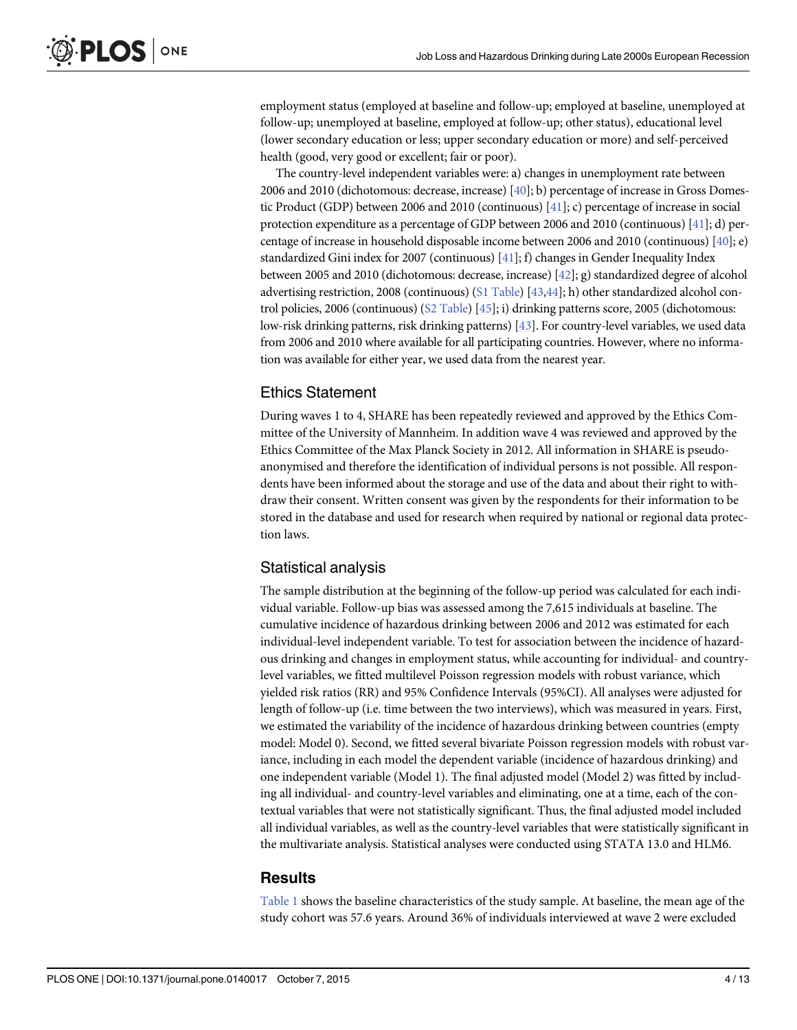employment status (employed at baseline and follow-up; employed at baseline, unemployed at follow-up; unemployed at baseline, employed at follow-up; other status), educational level (lower secondary education or less; upper secondary education or more) and self-perceived health (good, very good or excellent; fair or poor).

The country-level independent variables were: a) changes in unemployment rate between 2006 and 2010 (dichotomous: decrease, increase) [40]; b) percentage of increase in Gross Domestic Product (GDP) between 2006 and 2010 (continuous) [41]; c) percentage of increase in social protection expenditure as a percentage of GDP between 2006 and 2010 (continuous) [41]; d) percentage of increase in household disposable income between 2006 and 2010 (continuous) [40]; e) standardized Gini index for 2007 (continuous) [41]; f) changes in Gender Inequality Index between 2005 and 2010 (dichotomous: decrease, increase) [42]; g) standardized degree of alcohol advertising restriction, 2008 (continuous) (S1 Table) [43,44]; h) other standardized alcohol control policies, 2006 (continuous) (S2 Table) [45]; i) drinking patterns score, 2005 (dichotomous: low-risk drinking patterns, risk drinking patterns) [43]. For country-level variables, we used data from 2006 and 2010 where available for all participating countries. However, where no information was available for either year, we used data from the nearest year.

## Ethics Statement

During waves 1 to 4, SHARE has been repeatedly reviewed and approved by the Ethics Committee of the University of Mannheim. In addition wave 4 was reviewed and approved by the Ethics Committee of the Max Planck Society in 2012. All information in SHARE is pseudo-anonymised and therefore the identification of individual persons is not possible. All respondents have been informed about the storage and use of the data and about their right to withdraw their consent. Written consent was given by the respondents for their information to be stored in the database and used for research when required by national or regional data protection laws.

## Statistical analysis

The sample distribution at the beginning of the follow-up period was calculated for each individual variable. Follow-up bias was assessed among the 7,615 individuals at baseline. The cumulative incidence of hazardous drinking between 2006 and 2012 was estimated for each individual-level independent variable. To test for association between the incidence of hazardous drinking and changes in employment status, while accounting for individual- and country-level variables, we fitted multilevel Poisson regression models with robust variance, which yielded risk ratios (RR) and 95% Confidence Intervals (95%CI). All analyses were adjusted for length of follow-up (i.e. time between the two interviews), which was measured in years. First, we estimated the variability of the incidence of hazardous drinking between countries (empty model: Model 0). Second, we fitted several bivariate Poisson regression models with robust variance, including in each model the dependent variable (incidence of hazardous drinking) and one independent variable (Model 1). The final adjusted model (Model 2) was fitted by including all individual- and country-level variables and eliminating, one at a time, each of the contextual variables that were not statistically significant. Thus, the final adjusted model included all individual variables, as well as the country-level variables that were statistically significant in the multivariate analysis. Statistical analyses were conducted using STATA 13.0 and HLM6.

# Results

Table 1 shows the baseline characteristics of the study sample. At baseline, the mean age of the study cohort was 57.6 years. Around 36% of individuals interviewed at wave 2 were excluded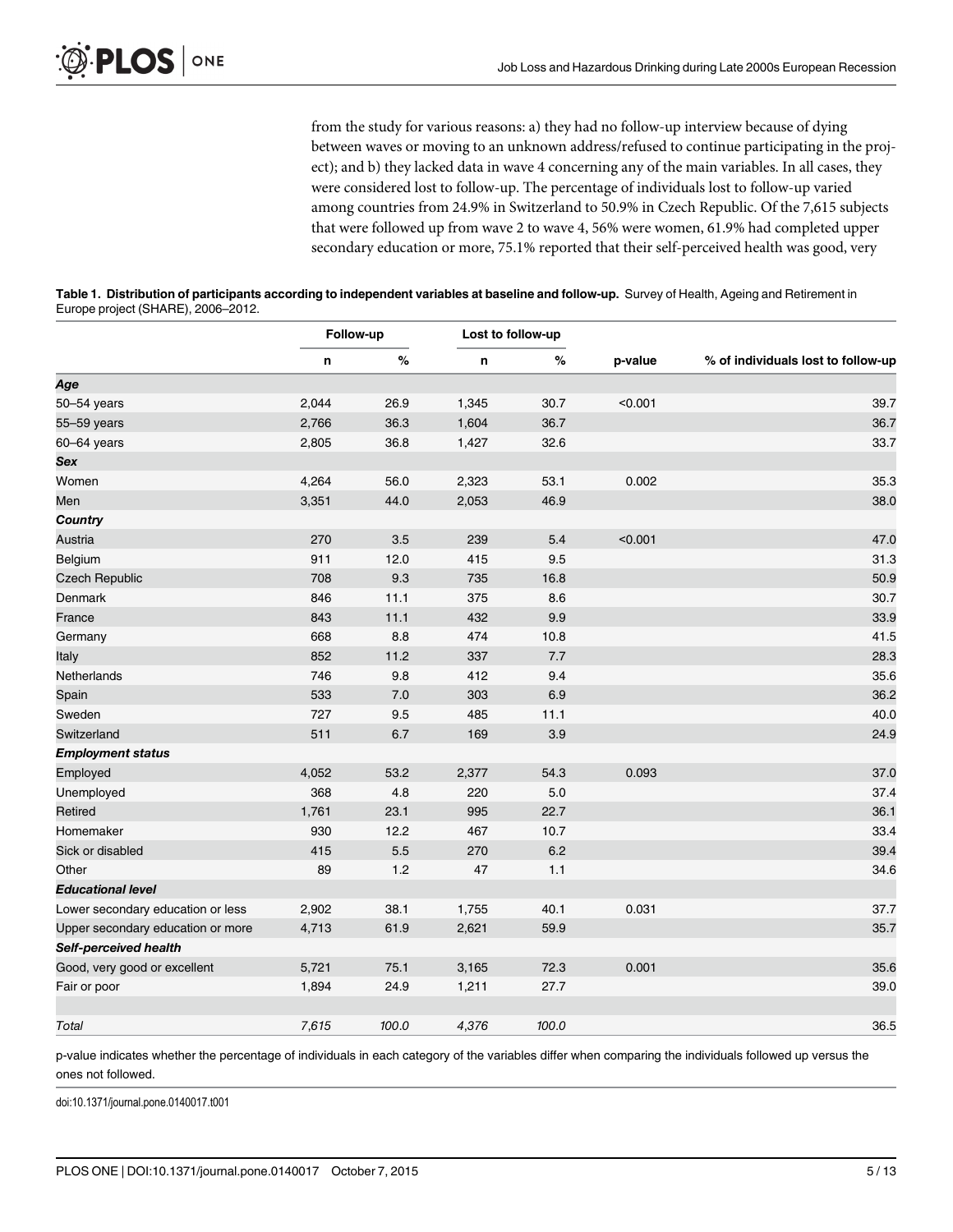from the study for various reasons: a) they had no follow-up interview because of dying between waves or moving to an unknown address/refused to continue participating in the project); and b) they lacked data in wave 4 concerning any of the main variables. In all cases, they were considered lost to follow-up. The percentage of individuals lost to follow-up varied among countries from 24.9% in Switzerland to 50.9% in Czech Republic. Of the 7,615 subjects that were followed up from wave 2 to wave 4, 56% were women, 61.9% had completed upper secondary education or more, 75.1% reported that their self-perceived health was good, very

**Table 1. Distribution of participants according to independent variables at baseline and follow-up.** Survey of Health, Ageing and Retirement in Europe project (SHARE), 2006–2012.

| | Follow-up | | Lost to follow-up | | | |
|---|---|---|---|---|---|---|
| | n | % | n | % | p-value | % of individuals lost to follow-up |
| ***Age*** | | | | | | |
| 50–54 years | 2,044 | 26.9 | 1,345 | 30.7 | <0.001 | 39.7 |
| 55–59 years | 2,766 | 36.3 | 1,604 | 36.7 | | 36.7 |
| 60–64 years | 2,805 | 36.8 | 1,427 | 32.6 | | 33.7 |
| ***Sex*** | | | | | | |
| Women | 4,264 | 56.0 | 2,323 | 53.1 | 0.002 | 35.3 |
| Men | 3,351 | 44.0 | 2,053 | 46.9 | | 38.0 |
| ***Country*** | | | | | | |
| Austria | 270 | 3.5 | 239 | 5.4 | <0.001 | 47.0 |
| Belgium | 911 | 12.0 | 415 | 9.5 | | 31.3 |
| Czech Republic | 708 | 9.3 | 735 | 16.8 | | 50.9 |
| Denmark | 846 | 11.1 | 375 | 8.6 | | 30.7 |
| France | 843 | 11.1 | 432 | 9.9 | | 33.9 |
| Germany | 668 | 8.8 | 474 | 10.8 | | 41.5 |
| Italy | 852 | 11.2 | 337 | 7.7 | | 28.3 |
| Netherlands | 746 | 9.8 | 412 | 9.4 | | 35.6 |
| Spain | 533 | 7.0 | 303 | 6.9 | | 36.2 |
| Sweden | 727 | 9.5 | 485 | 11.1 | | 40.0 |
| Switzerland | 511 | 6.7 | 169 | 3.9 | | 24.9 |
| ***Employment status*** | | | | | | |
| Employed | 4,052 | 53.2 | 2,377 | 54.3 | 0.093 | 37.0 |
| Unemployed | 368 | 4.8 | 220 | 5.0 | | 37.4 |
| Retired | 1,761 | 23.1 | 995 | 22.7 | | 36.1 |
| Homemaker | 930 | 12.2 | 467 | 10.7 | | 33.4 |
| Sick or disabled | 415 | 5.5 | 270 | 6.2 | | 39.4 |
| Other | 89 | 1.2 | 47 | 1.1 | | 34.6 |
| ***Educational level*** | | | | | | |
| Lower secondary education or less | 2,902 | 38.1 | 1,755 | 40.1 | 0.031 | 37.7 |
| Upper secondary education or more | 4,713 | 61.9 | 2,621 | 59.9 | | 35.7 |
| ***Self-perceived health*** | | | | | | |
| Good, very good or excellent | 5,721 | 75.1 | 3,165 | 72.3 | 0.001 | 35.6 |
| Fair or poor | 1,894 | 24.9 | 1,211 | 27.7 | | 39.0 |
| *Total* | *7,615* | *100.0* | *4,376* | *100.0* | | 36.5 |

p-value indicates whether the percentage of individuals in each category of the variables differ when comparing the individuals followed up versus the ones not followed.

doi:10.1371/journal.pone.0140017.t001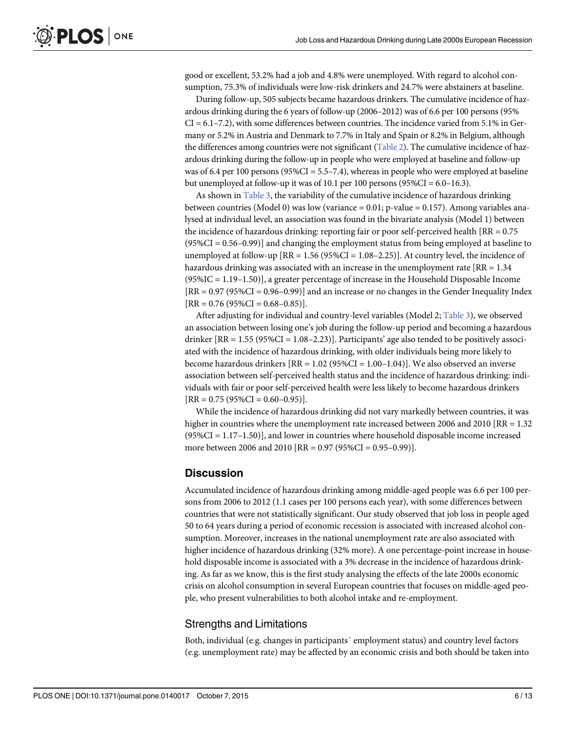good or excellent, 53.2% had a job and 4.8% were unemployed. With regard to alcohol consumption, 75.3% of individuals were low-risk drinkers and 24.7% were abstainers at baseline.

During follow-up, 505 subjects became hazardous drinkers. The cumulative incidence of hazardous drinking during the 6 years of follow-up (2006–2012) was of 6.6 per 100 persons (95% CI = 6.1–7.2), with some differences between countries. The incidence varied from 5.1% in Germany or 5.2% in Austria and Denmark to 7.7% in Italy and Spain or 8.2% in Belgium, although the differences among countries were not significant (Table 2). The cumulative incidence of hazardous drinking during the follow-up in people who were employed at baseline and follow-up was of 6.4 per 100 persons (95%CI = 5.5–7.4), whereas in people who were employed at baseline but unemployed at follow-up it was of 10.1 per 100 persons (95%CI = 6.0–16.3).

As shown in Table 3, the variability of the cumulative incidence of hazardous drinking between countries (Model 0) was low (variance = 0.01; p-value = 0.157). Among variables analysed at individual level, an association was found in the bivariate analysis (Model 1) between the incidence of hazardous drinking: reporting fair or poor self-perceived health [RR = 0.75 (95%CI = 0.56–0.99)] and changing the employment status from being employed at baseline to unemployed at follow-up [RR = 1.56 (95%CI = 1.08–2.25)]. At country level, the incidence of hazardous drinking was associated with an increase in the unemployment rate [RR = 1.34 (95%IC = 1.19–1.50)], a greater percentage of increase in the Household Disposable Income [RR = 0.97 (95%CI = 0.96–0.99)] and an increase or no changes in the Gender Inequality Index [RR = 0.76 (95%CI = 0.68–0.85)].

After adjusting for individual and country-level variables (Model 2; Table 3), we observed an association between losing one's job during the follow-up period and becoming a hazardous drinker [RR = 1.55 (95%CI = 1.08–2.23)]. Participants' age also tended to be positively associated with the incidence of hazardous drinking, with older individuals being more likely to become hazardous drinkers [RR = 1.02 (95%CI = 1.00–1.04)]. We also observed an inverse association between self-perceived health status and the incidence of hazardous drinking: individuals with fair or poor self-perceived health were less likely to become hazardous drinkers [RR = 0.75 (95%CI = 0.60–0.95)].

While the incidence of hazardous drinking did not vary markedly between countries, it was higher in countries where the unemployment rate increased between 2006 and 2010 [RR = 1.32 (95%CI = 1.17–1.50)], and lower in countries where household disposable income increased more between 2006 and 2010 [RR = 0.97 (95%CI = 0.95–0.99)].

## Discussion

Accumulated incidence of hazardous drinking among middle-aged people was 6.6 per 100 persons from 2006 to 2012 (1.1 cases per 100 persons each year), with some differences between countries that were not statistically significant. Our study observed that job loss in people aged 50 to 64 years during a period of economic recession is associated with increased alcohol consumption. Moreover, increases in the national unemployment rate are also associated with higher incidence of hazardous drinking (32% more). A one percentage-point increase in household disposable income is associated with a 3% decrease in the incidence of hazardous drinking. As far as we know, this is the first study analysing the effects of the late 2000s economic crisis on alcohol consumption in several European countries that focuses on middle-aged people, who present vulnerabilities to both alcohol intake and re-employment.

### Strengths and Limitations

Both, individual (e.g. changes in participants´ employment status) and country level factors (e.g. unemployment rate) may be affected by an economic crisis and both should be taken into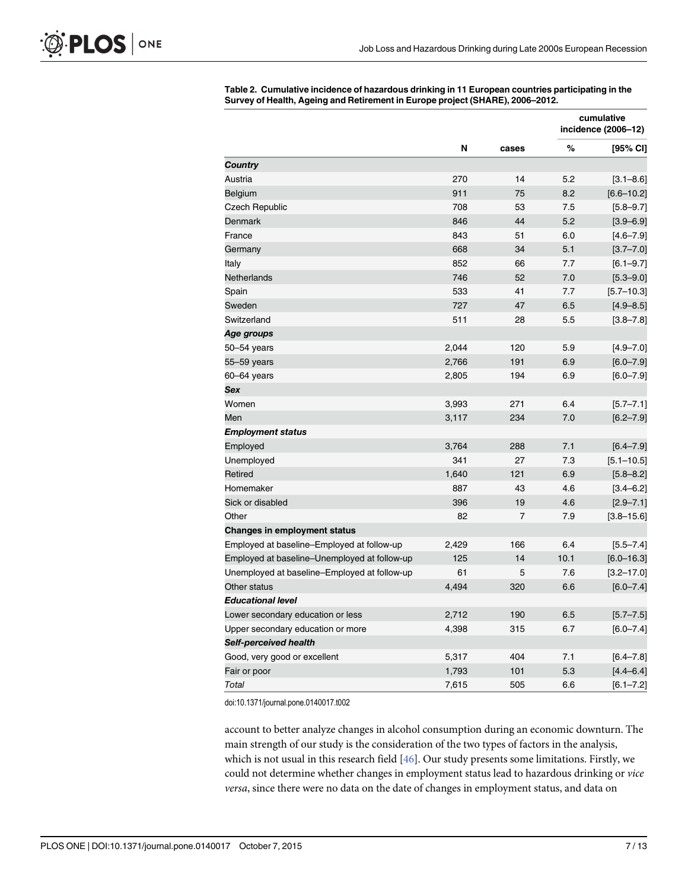**Table 2. Cumulative incidence of hazardous drinking in 11 European countries participating in the Survey of Health, Ageing and Retirement in Europe project (SHARE), 2006–2012.**

| | N | cases | cumulative incidence (2006–12) | |
|---|---|---|---|---|
| | | | % | [95% CI] |
| ***Country*** | | | | |
| Austria | 270 | 14 | 5.2 | [3.1–8.6] |
| Belgium | 911 | 75 | 8.2 | [6.6–10.2] |
| Czech Republic | 708 | 53 | 7.5 | [5.8–9.7] |
| Denmark | 846 | 44 | 5.2 | [3.9–6.9] |
| France | 843 | 51 | 6.0 | [4.6–7.9] |
| Germany | 668 | 34 | 5.1 | [3.7–7.0] |
| Italy | 852 | 66 | 7.7 | [6.1–9.7] |
| Netherlands | 746 | 52 | 7.0 | [5.3–9.0] |
| Spain | 533 | 41 | 7.7 | [5.7–10.3] |
| Sweden | 727 | 47 | 6.5 | [4.9–8.5] |
| Switzerland | 511 | 28 | 5.5 | [3.8–7.8] |
| ***Age groups*** | | | | |
| 50–54 years | 2,044 | 120 | 5.9 | [4.9–7.0] |
| 55–59 years | 2,766 | 191 | 6.9 | [6.0–7.9] |
| 60–64 years | 2,805 | 194 | 6.9 | [6.0–7.9] |
| ***Sex*** | | | | |
| Women | 3,993 | 271 | 6.4 | [5.7–7.1] |
| Men | 3,117 | 234 | 7.0 | [6.2–7.9] |
| ***Employment status*** | | | | |
| Employed | 3,764 | 288 | 7.1 | [6.4–7.9] |
| Unemployed | 341 | 27 | 7.3 | [5.1–10.5] |
| Retired | 1,640 | 121 | 6.9 | [5.8–8.2] |
| Homemaker | 887 | 43 | 4.6 | [3.4–6.2] |
| Sick or disabled | 396 | 19 | 4.6 | [2.9–7.1] |
| Other | 82 | 7 | 7.9 | [3.8–15.6] |
| **Changes in employment status** | | | | |
| Employed at baseline–Employed at follow-up | 2,429 | 166 | 6.4 | [5.5–7.4] |
| Employed at baseline–Unemployed at follow-up | 125 | 14 | 10.1 | [6.0–16.3] |
| Unemployed at baseline–Employed at follow-up | 61 | 5 | 7.6 | [3.2–17.0] |
| Other status | 4,494 | 320 | 6.6 | [6.0–7.4] |
| ***Educational level*** | | | | |
| Lower secondary education or less | 2,712 | 190 | 6.5 | [5.7–7.5] |
| Upper secondary education or more | 4,398 | 315 | 6.7 | [6.0–7.4] |
| ***Self-perceived health*** | | | | |
| Good, very good or excellent | 5,317 | 404 | 7.1 | [6.4–7.8] |
| Fair or poor | 1,793 | 101 | 5.3 | [4.4–6.4] |
| *Total* | 7,615 | 505 | 6.6 | [6.1–7.2] |

doi:10.1371/journal.pone.0140017.t002

account to better analyze changes in alcohol consumption during an economic downturn. The main strength of our study is the consideration of the two types of factors in the analysis, which is not usual in this research field [46]. Our study presents some limitations. Firstly, we could not determine whether changes in employment status lead to hazardous drinking or *vice versa*, since there were no data on the date of changes in employment status, and data on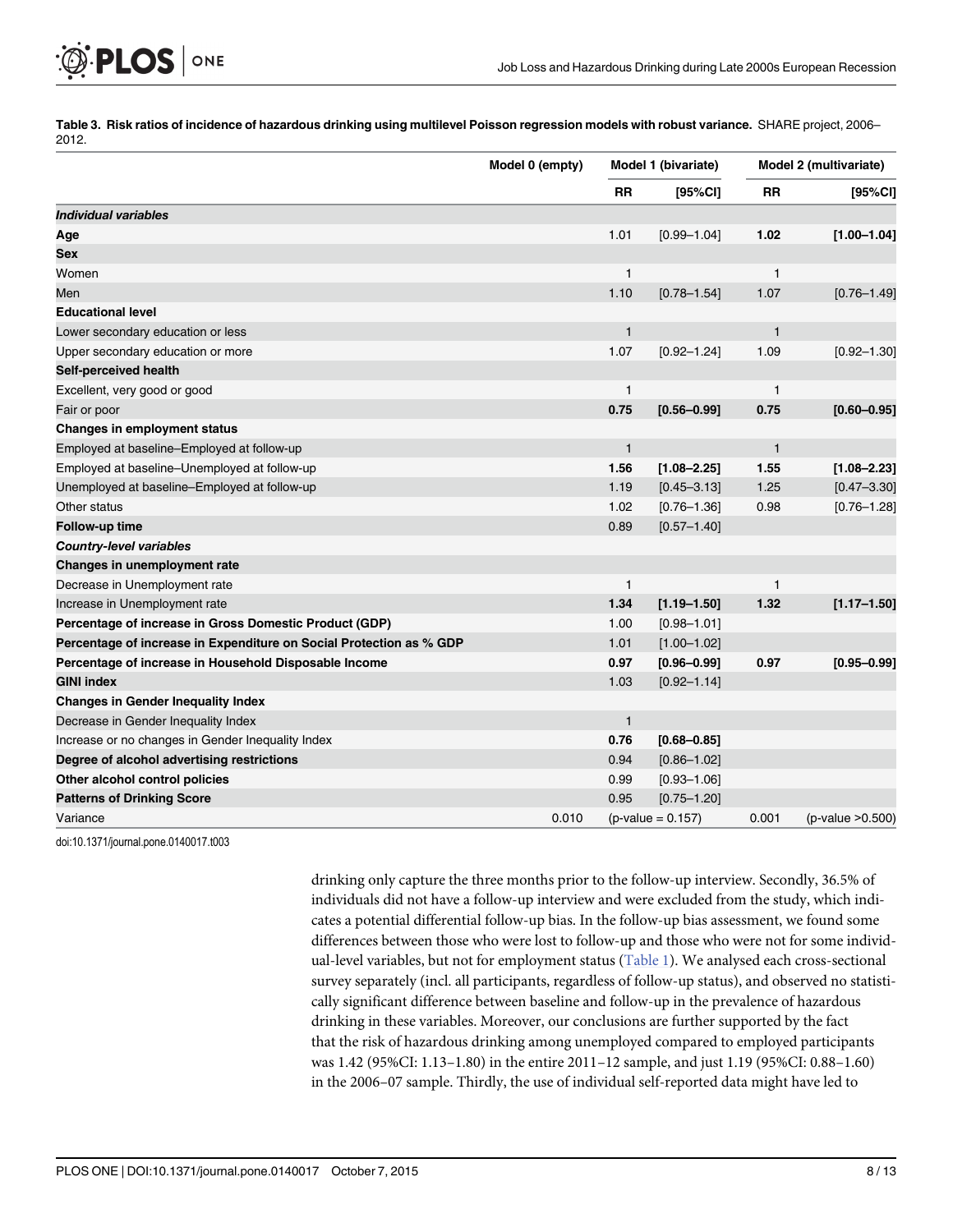**Table 3. Risk ratios of incidence of hazardous drinking using multilevel Poisson regression models with robust variance.** SHARE project, 2006–2012.

| | Model 0 (empty) | Model 1 (bivariate) | | Model 2 (multivariate) | |
|---|---|---|---|---|---|
| | | RR | [95%CI] | RR | [95%CI] |
| ***Individual variables*** | | | | | |
| **Age** | | 1.01 | [0.99–1.04] | **1.02** | **[1.00–1.04]** |
| **Sex** | | | | | |
| Women | | 1 | | 1 | |
| Men | | 1.10 | [0.78–1.54] | 1.07 | [0.76–1.49] |
| **Educational level** | | | | | |
| Lower secondary education or less | | 1 | | 1 | |
| Upper secondary education or more | | 1.07 | [0.92–1.24] | 1.09 | [0.92–1.30] |
| **Self-perceived health** | | | | | |
| Excellent, very good or good | | 1 | | 1 | |
| Fair or poor | | **0.75** | **[0.56–0.99]** | **0.75** | **[0.60–0.95]** |
| **Changes in employment status** | | | | | |
| Employed at baseline–Employed at follow-up | | 1 | | 1 | |
| Employed at baseline–Unemployed at follow-up | | **1.56** | **[1.08–2.25]** | **1.55** | **[1.08–2.23]** |
| Unemployed at baseline–Employed at follow-up | | 1.19 | [0.45–3.13] | 1.25 | [0.47–3.30] |
| Other status | | 1.02 | [0.76–1.36] | 0.98 | [0.76–1.28] |
| **Follow-up time** | | 0.89 | [0.57–1.40] | | |
| ***Country-level variables*** | | | | | |
| **Changes in unemployment rate** | | | | | |
| Decrease in Unemployment rate | | 1 | | 1 | |
| Increase in Unemployment rate | | **1.34** | **[1.19–1.50]** | **1.32** | **[1.17–1.50]** |
| **Percentage of increase in Gross Domestic Product (GDP)** | | 1.00 | [0.98–1.01] | | |
| **Percentage of increase in Expenditure on Social Protection as % GDP** | | 1.01 | [1.00–1.02] | | |
| **Percentage of increase in Household Disposable Income** | | **0.97** | **[0.96–0.99]** | **0.97** | **[0.95–0.99]** |
| **GINI index** | | 1.03 | [0.92–1.14] | | |
| **Changes in Gender Inequality Index** | | | | | |
| Decrease in Gender Inequality Index | | 1 | | | |
| Increase or no changes in Gender Inequality Index | | **0.76** | **[0.68–0.85]** | | |
| **Degree of alcohol advertising restrictions** | | 0.94 | [0.86–1.02] | | |
| **Other alcohol control policies** | | 0.99 | [0.93–1.06] | | |
| **Patterns of Drinking Score** | | 0.95 | [0.75–1.20] | | |
| Variance | 0.010 | (p-value = 0.157) | | 0.001 | (p-value >0.500) |

doi:10.1371/journal.pone.0140017.t003

drinking only capture the three months prior to the follow-up interview. Secondly, 36.5% of individuals did not have a follow-up interview and were excluded from the study, which indicates a potential differential follow-up bias. In the follow-up bias assessment, we found some differences between those who were lost to follow-up and those who were not for some individual-level variables, but not for employment status (Table 1). We analysed each cross-sectional survey separately (incl. all participants, regardless of follow-up status), and observed no statistically significant difference between baseline and follow-up in the prevalence of hazardous drinking in these variables. Moreover, our conclusions are further supported by the fact that the risk of hazardous drinking among unemployed compared to employed participants was 1.42 (95%CI: 1.13–1.80) in the entire 2011–12 sample, and just 1.19 (95%CI: 0.88–1.60) in the 2006–07 sample. Thirdly, the use of individual self-reported data might have led to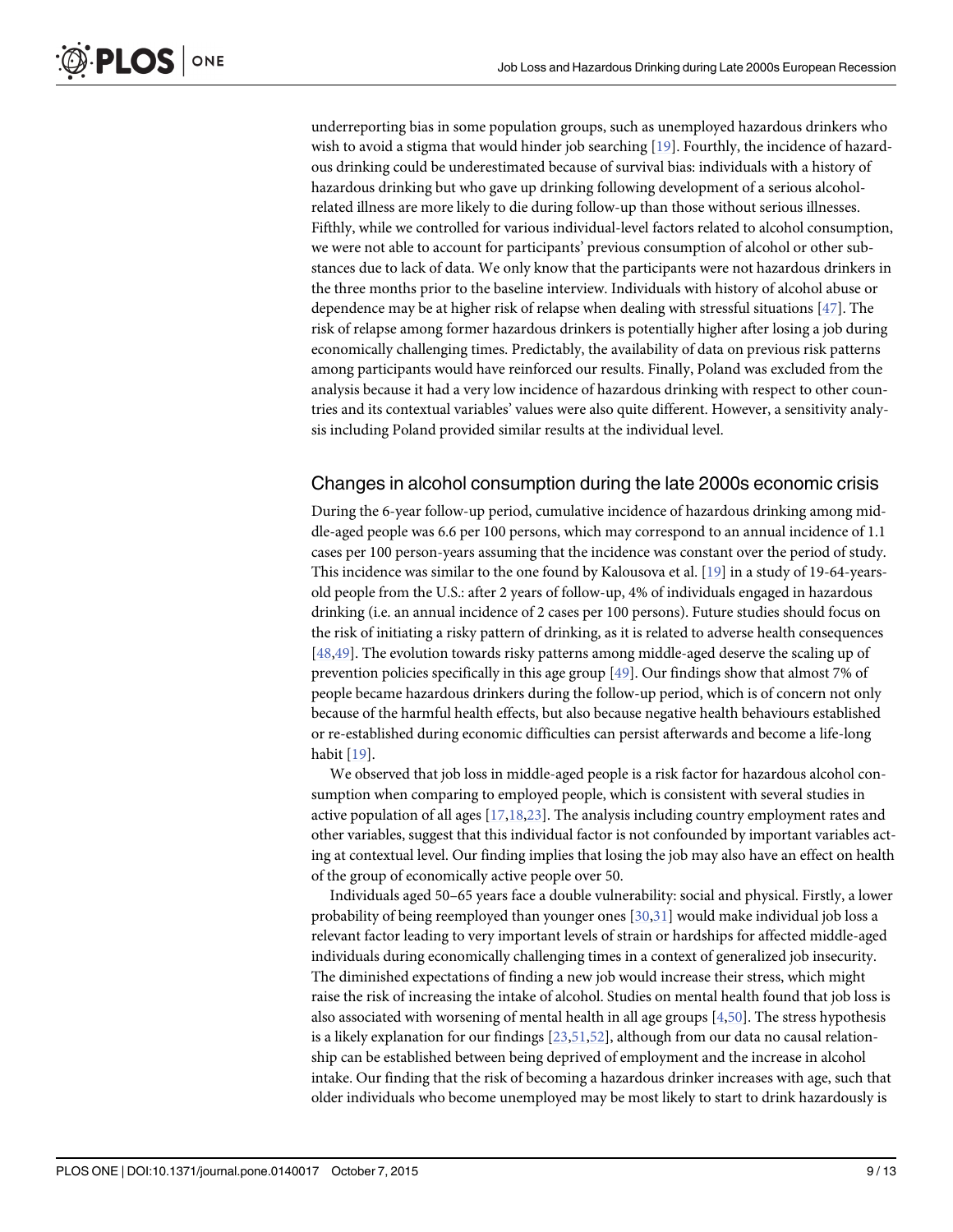underreporting bias in some population groups, such as unemployed hazardous drinkers who wish to avoid a stigma that would hinder job searching [19]. Fourthly, the incidence of hazardous drinking could be underestimated because of survival bias: individuals with a history of hazardous drinking but who gave up drinking following development of a serious alcohol-related illness are more likely to die during follow-up than those without serious illnesses. Fifthly, while we controlled for various individual-level factors related to alcohol consumption, we were not able to account for participants' previous consumption of alcohol or other substances due to lack of data. We only know that the participants were not hazardous drinkers in the three months prior to the baseline interview. Individuals with history of alcohol abuse or dependence may be at higher risk of relapse when dealing with stressful situations [47]. The risk of relapse among former hazardous drinkers is potentially higher after losing a job during economically challenging times. Predictably, the availability of data on previous risk patterns among participants would have reinforced our results. Finally, Poland was excluded from the analysis because it had a very low incidence of hazardous drinking with respect to other countries and its contextual variables' values were also quite different. However, a sensitivity analysis including Poland provided similar results at the individual level.

## Changes in alcohol consumption during the late 2000s economic crisis

During the 6-year follow-up period, cumulative incidence of hazardous drinking among middle-aged people was 6.6 per 100 persons, which may correspond to an annual incidence of 1.1 cases per 100 person-years assuming that the incidence was constant over the period of study. This incidence was similar to the one found by Kalousova et al. [19] in a study of 19-64-years-old people from the U.S.: after 2 years of follow-up, 4% of individuals engaged in hazardous drinking (i.e. an annual incidence of 2 cases per 100 persons). Future studies should focus on the risk of initiating a risky pattern of drinking, as it is related to adverse health consequences [48,49]. The evolution towards risky patterns among middle-aged deserve the scaling up of prevention policies specifically in this age group [49]. Our findings show that almost 7% of people became hazardous drinkers during the follow-up period, which is of concern not only because of the harmful health effects, but also because negative health behaviours established or re-established during economic difficulties can persist afterwards and become a life-long habit [19].

We observed that job loss in middle-aged people is a risk factor for hazardous alcohol consumption when comparing to employed people, which is consistent with several studies in active population of all ages [17,18,23]. The analysis including country employment rates and other variables, suggest that this individual factor is not confounded by important variables acting at contextual level. Our finding implies that losing the job may also have an effect on health of the group of economically active people over 50.

Individuals aged 50–65 years face a double vulnerability: social and physical. Firstly, a lower probability of being reemployed than younger ones [30,31] would make individual job loss a relevant factor leading to very important levels of strain or hardships for affected middle-aged individuals during economically challenging times in a context of generalized job insecurity. The diminished expectations of finding a new job would increase their stress, which might raise the risk of increasing the intake of alcohol. Studies on mental health found that job loss is also associated with worsening of mental health in all age groups [4,50]. The stress hypothesis is a likely explanation for our findings [23,51,52], although from our data no causal relationship can be established between being deprived of employment and the increase in alcohol intake. Our finding that the risk of becoming a hazardous drinker increases with age, such that older individuals who become unemployed may be most likely to start to drink hazardously is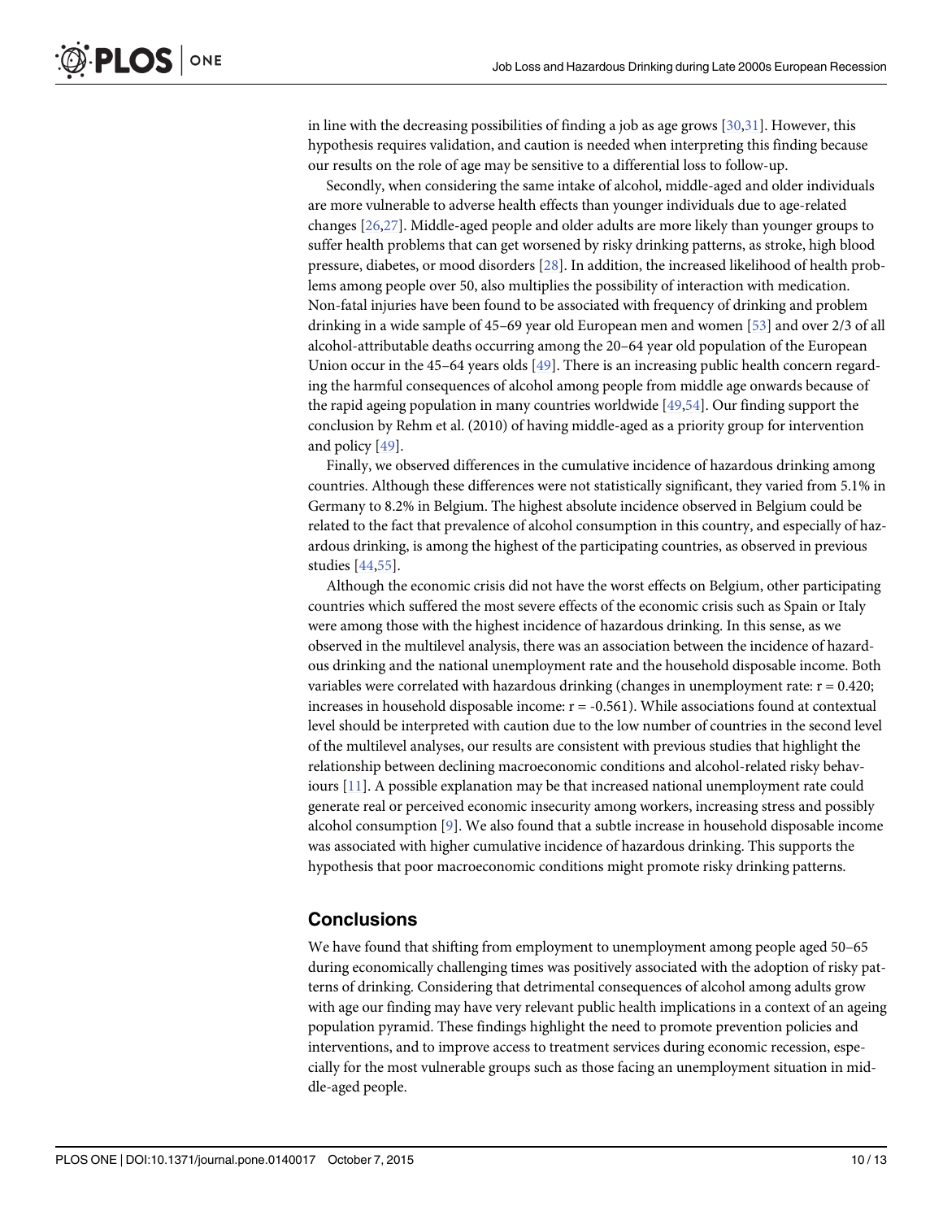in line with the decreasing possibilities of finding a job as age grows [30,31]. However, this hypothesis requires validation, and caution is needed when interpreting this finding because our results on the role of age may be sensitive to a differential loss to follow-up.

Secondly, when considering the same intake of alcohol, middle-aged and older individuals are more vulnerable to adverse health effects than younger individuals due to age-related changes [26,27]. Middle-aged people and older adults are more likely than younger groups to suffer health problems that can get worsened by risky drinking patterns, as stroke, high blood pressure, diabetes, or mood disorders [28]. In addition, the increased likelihood of health problems among people over 50, also multiplies the possibility of interaction with medication. Non-fatal injuries have been found to be associated with frequency of drinking and problem drinking in a wide sample of 45–69 year old European men and women [53] and over 2/3 of all alcohol-attributable deaths occurring among the 20–64 year old population of the European Union occur in the 45–64 years olds [49]. There is an increasing public health concern regarding the harmful consequences of alcohol among people from middle age onwards because of the rapid ageing population in many countries worldwide [49,54]. Our finding support the conclusion by Rehm et al. (2010) of having middle-aged as a priority group for intervention and policy [49].

Finally, we observed differences in the cumulative incidence of hazardous drinking among countries. Although these differences were not statistically significant, they varied from 5.1% in Germany to 8.2% in Belgium. The highest absolute incidence observed in Belgium could be related to the fact that prevalence of alcohol consumption in this country, and especially of hazardous drinking, is among the highest of the participating countries, as observed in previous studies [44,55].

Although the economic crisis did not have the worst effects on Belgium, other participating countries which suffered the most severe effects of the economic crisis such as Spain or Italy were among those with the highest incidence of hazardous drinking. In this sense, as we observed in the multilevel analysis, there was an association between the incidence of hazardous drinking and the national unemployment rate and the household disposable income. Both variables were correlated with hazardous drinking (changes in unemployment rate: $r = 0.420$; increases in household disposable income: $r = -0.561$). While associations found at contextual level should be interpreted with caution due to the low number of countries in the second level of the multilevel analyses, our results are consistent with previous studies that highlight the relationship between declining macroeconomic conditions and alcohol-related risky behaviours [11]. A possible explanation may be that increased national unemployment rate could generate real or perceived economic insecurity among workers, increasing stress and possibly alcohol consumption [9]. We also found that a subtle increase in household disposable income was associated with higher cumulative incidence of hazardous drinking. This supports the hypothesis that poor macroeconomic conditions might promote risky drinking patterns.

## Conclusions

We have found that shifting from employment to unemployment among people aged 50–65 during economically challenging times was positively associated with the adoption of risky patterns of drinking. Considering that detrimental consequences of alcohol among adults grow with age our finding may have very relevant public health implications in a context of an ageing population pyramid. These findings highlight the need to promote prevention policies and interventions, and to improve access to treatment services during economic recession, especially for the most vulnerable groups such as those facing an unemployment situation in middle-aged people.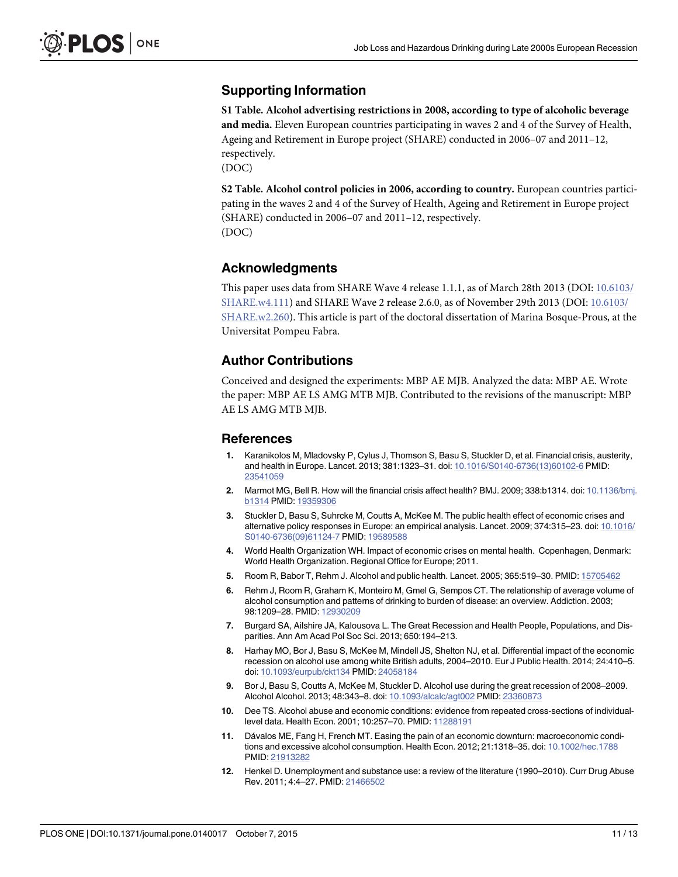## Supporting Information

**S1 Table. Alcohol advertising restrictions in 2008, according to type of alcoholic beverage and media.** Eleven European countries participating in waves 2 and 4 of the Survey of Health, Ageing and Retirement in Europe project (SHARE) conducted in 2006–07 and 2011–12, respectively.
(DOC)

**S2 Table. Alcohol control policies in 2006, according to country.** European countries participating in the waves 2 and 4 of the Survey of Health, Ageing and Retirement in Europe project (SHARE) conducted in 2006–07 and 2011–12, respectively.
(DOC)

## Acknowledgments

This paper uses data from SHARE Wave 4 release 1.1.1, as of March 28th 2013 (DOI: 10.6103/SHARE.w4.111) and SHARE Wave 2 release 2.6.0, as of November 29th 2013 (DOI: 10.6103/SHARE.w2.260). This article is part of the doctoral dissertation of Marina Bosque-Prous, at the Universitat Pompeu Fabra.

## Author Contributions

Conceived and designed the experiments: MBP AE MJB. Analyzed the data: MBP AE. Wrote the paper: MBP AE LS AMG MTB MJB. Contributed to the revisions of the manuscript: MBP AE LS AMG MTB MJB.

## References

1. Karanikolos M, Mladovsky P, Cylus J, Thomson S, Basu S, Stuckler D, et al. Financial crisis, austerity, and health in Europe. Lancet. 2013; 381:1323–31. doi: 10.1016/S0140-6736(13)60102-6 PMID: 23541059
2. Marmot MG, Bell R. How will the financial crisis affect health? BMJ. 2009; 338:b1314. doi: 10.1136/bmj.b1314 PMID: 19359306
3. Stuckler D, Basu S, Suhrcke M, Coutts A, McKee M. The public health effect of economic crises and alternative policy responses in Europe: an empirical analysis. Lancet. 2009; 374:315–23. doi: 10.1016/S0140-6736(09)61124-7 PMID: 19589588
4. World Health Organization WH. Impact of economic crises on mental health. Copenhagen, Denmark: World Health Organization. Regional Office for Europe; 2011.
5. Room R, Babor T, Rehm J. Alcohol and public health. Lancet. 2005; 365:519–30. PMID: 15705462
6. Rehm J, Room R, Graham K, Monteiro M, Gmel G, Sempos CT. The relationship of average volume of alcohol consumption and patterns of drinking to burden of disease: an overview. Addiction. 2003; 98:1209–28. PMID: 12930209
7. Burgard SA, Ailshire JA, Kalousova L. The Great Recession and Health People, Populations, and Disparities. Ann Am Acad Pol Soc Sci. 2013; 650:194–213.
8. Harhay MO, Bor J, Basu S, McKee M, Mindell JS, Shelton NJ, et al. Differential impact of the economic recession on alcohol use among white British adults, 2004–2010. Eur J Public Health. 2014; 24:410–5. doi: 10.1093/eurpub/ckt134 PMID: 24058184
9. Bor J, Basu S, Coutts A, McKee M, Stuckler D. Alcohol use during the great recession of 2008–2009. Alcohol Alcohol. 2013; 48:343–8. doi: 10.1093/alcalc/agt002 PMID: 23360873
10. Dee TS. Alcohol abuse and economic conditions: evidence from repeated cross-sections of individual-level data. Health Econ. 2001; 10:257–70. PMID: 11288191
11. Dávalos ME, Fang H, French MT. Easing the pain of an economic downturn: macroeconomic conditions and excessive alcohol consumption. Health Econ. 2012; 21:1318–35. doi: 10.1002/hec.1788 PMID: 21913282
12. Henkel D. Unemployment and substance use: a review of the literature (1990–2010). Curr Drug Abuse Rev. 2011; 4:4–27. PMID: 21466502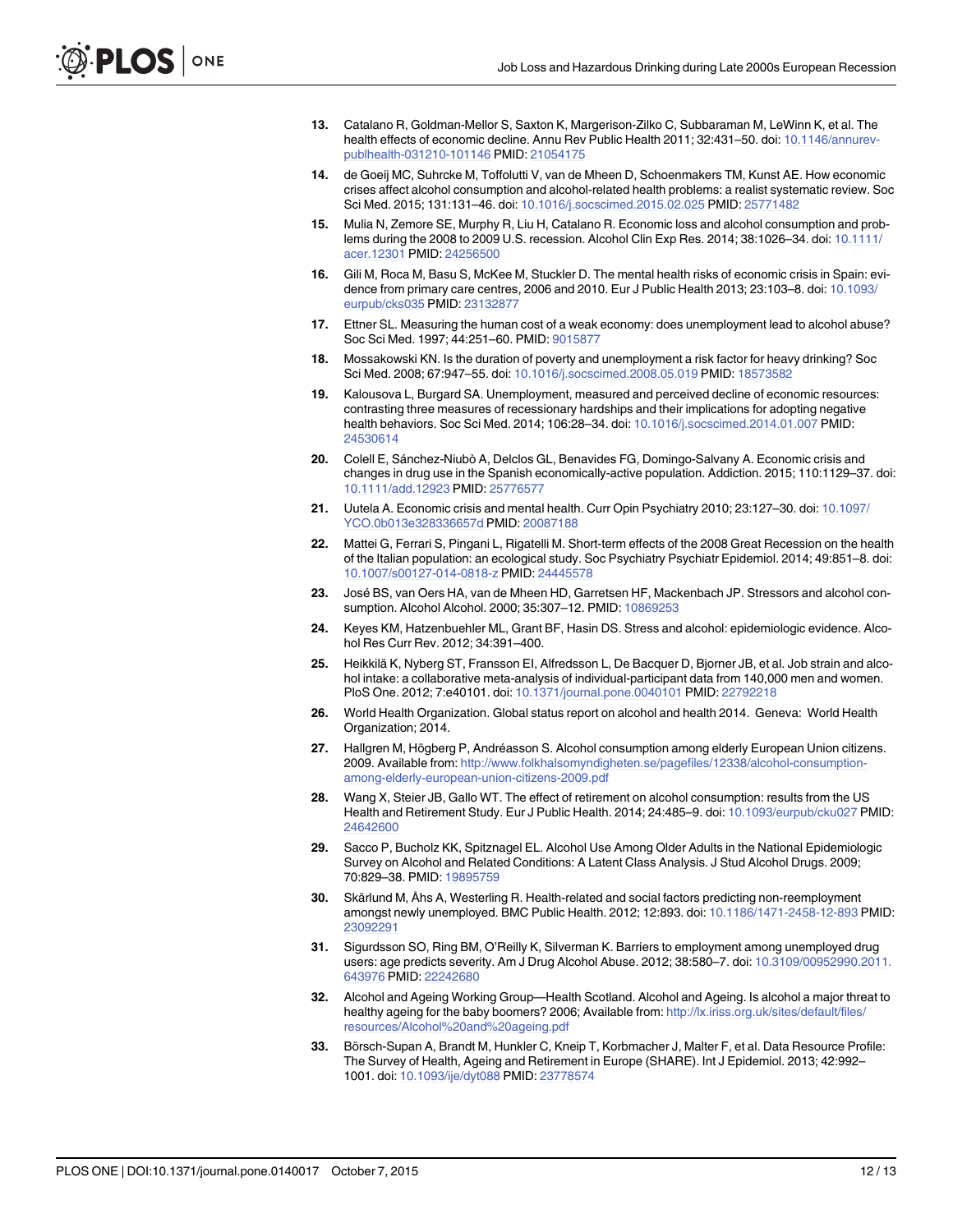13. Catalano R, Goldman-Mellor S, Saxton K, Margerison-Zilko C, Subbaraman M, LeWinn K, et al. The health effects of economic decline. Annu Rev Public Health 2011; 32:431–50. doi: 10.1146/annurev-publhealth-031210-101146 PMID: 21054175

14. de Goeij MC, Suhrcke M, Toffolutti V, van de Mheen D, Schoenmakers TM, Kunst AE. How economic crises affect alcohol consumption and alcohol-related health problems: a realist systematic review. Soc Sci Med. 2015; 131:131–46. doi: 10.1016/j.socscimed.2015.02.025 PMID: 25771482

15. Mulia N, Zemore SE, Murphy R, Liu H, Catalano R. Economic loss and alcohol consumption and problems during the 2008 to 2009 U.S. recession. Alcohol Clin Exp Res. 2014; 38:1026–34. doi: 10.1111/acer.12301 PMID: 24256500

16. Gili M, Roca M, Basu S, McKee M, Stuckler D. The mental health risks of economic crisis in Spain: evidence from primary care centres, 2006 and 2010. Eur J Public Health 2013; 23:103–8. doi: 10.1093/eurpub/cks035 PMID: 23132877

17. Ettner SL. Measuring the human cost of a weak economy: does unemployment lead to alcohol abuse? Soc Sci Med. 1997; 44:251–60. PMID: 9015877

18. Mossakowski KN. Is the duration of poverty and unemployment a risk factor for heavy drinking? Soc Sci Med. 2008; 67:947–55. doi: 10.1016/j.socscimed.2008.05.019 PMID: 18573582

19. Kalousova L, Burgard SA. Unemployment, measured and perceived decline of economic resources: contrasting three measures of recessionary hardships and their implications for adopting negative health behaviors. Soc Sci Med. 2014; 106:28–34. doi: 10.1016/j.socscimed.2014.01.007 PMID: 24530614

20. Colell E, Sánchez-Niubò A, Delclos GL, Benavides FG, Domingo-Salvany A. Economic crisis and changes in drug use in the Spanish economically-active population. Addiction. 2015; 110:1129–37. doi: 10.1111/add.12923 PMID: 25776577

21. Uutela A. Economic crisis and mental health. Curr Opin Psychiatry 2010; 23:127–30. doi: 10.1097/YCO.0b013e328336657d PMID: 20087188

22. Mattei G, Ferrari S, Pingani L, Rigatelli M. Short-term effects of the 2008 Great Recession on the health of the Italian population: an ecological study. Soc Psychiatry Psychiatr Epidemiol. 2014; 49:851–8. doi: 10.1007/s00127-014-0818-z PMID: 24445578

23. José BS, van Oers HA, van de Mheen HD, Garretsen HF, Mackenbach JP. Stressors and alcohol consumption. Alcohol Alcohol. 2000; 35:307–12. PMID: 10869253

24. Keyes KM, Hatzenbuehler ML, Grant BF, Hasin DS. Stress and alcohol: epidemiologic evidence. Alcohol Res Curr Rev. 2012; 34:391–400.

25. Heikkilä K, Nyberg ST, Fransson EI, Alfredsson L, De Bacquer D, Bjorner JB, et al. Job strain and alcohol intake: a collaborative meta-analysis of individual-participant data from 140,000 men and women. PloS One. 2012; 7:e40101. doi: 10.1371/journal.pone.0040101 PMID: 22792218

26. World Health Organization. Global status report on alcohol and health 2014. Geneva: World Health Organization; 2014.

27. Hallgren M, Högberg P, Andréasson S. Alcohol consumption among elderly European Union citizens. 2009. Available from: http://www.folkhalsomyndigheten.se/pagefiles/12338/alcohol-consumption-among-elderly-european-union-citizens-2009.pdf

28. Wang X, Steier JB, Gallo WT. The effect of retirement on alcohol consumption: results from the US Health and Retirement Study. Eur J Public Health. 2014; 24:485–9. doi: 10.1093/eurpub/cku027 PMID: 24642600

29. Sacco P, Bucholz KK, Spitznagel EL. Alcohol Use Among Older Adults in the National Epidemiologic Survey on Alcohol and Related Conditions: A Latent Class Analysis. J Stud Alcohol Drugs. 2009; 70:829–38. PMID: 19895759

30. Skärlund M, Åhs A, Westerling R. Health-related and social factors predicting non-reemployment amongst newly unemployed. BMC Public Health. 2012; 12:893. doi: 10.1186/1471-2458-12-893 PMID: 23092291

31. Sigurdsson SO, Ring BM, O'Reilly K, Silverman K. Barriers to employment among unemployed drug users: age predicts severity. Am J Drug Alcohol Abuse. 2012; 38:580–7. doi: 10.3109/00952990.2011.643976 PMID: 22242680

32. Alcohol and Ageing Working Group—Health Scotland. Alcohol and Ageing. Is alcohol a major threat to healthy ageing for the baby boomers? 2006; Available from: http://lx.iriss.org.uk/sites/default/files/resources/Alcohol%20and%20ageing.pdf

33. Börsch-Supan A, Brandt M, Hunkler C, Kneip T, Korbmacher J, Malter F, et al. Data Resource Profile: The Survey of Health, Ageing and Retirement in Europe (SHARE). Int J Epidemiol. 2013; 42:992–1001. doi: 10.1093/ije/dyt088 PMID: 23778574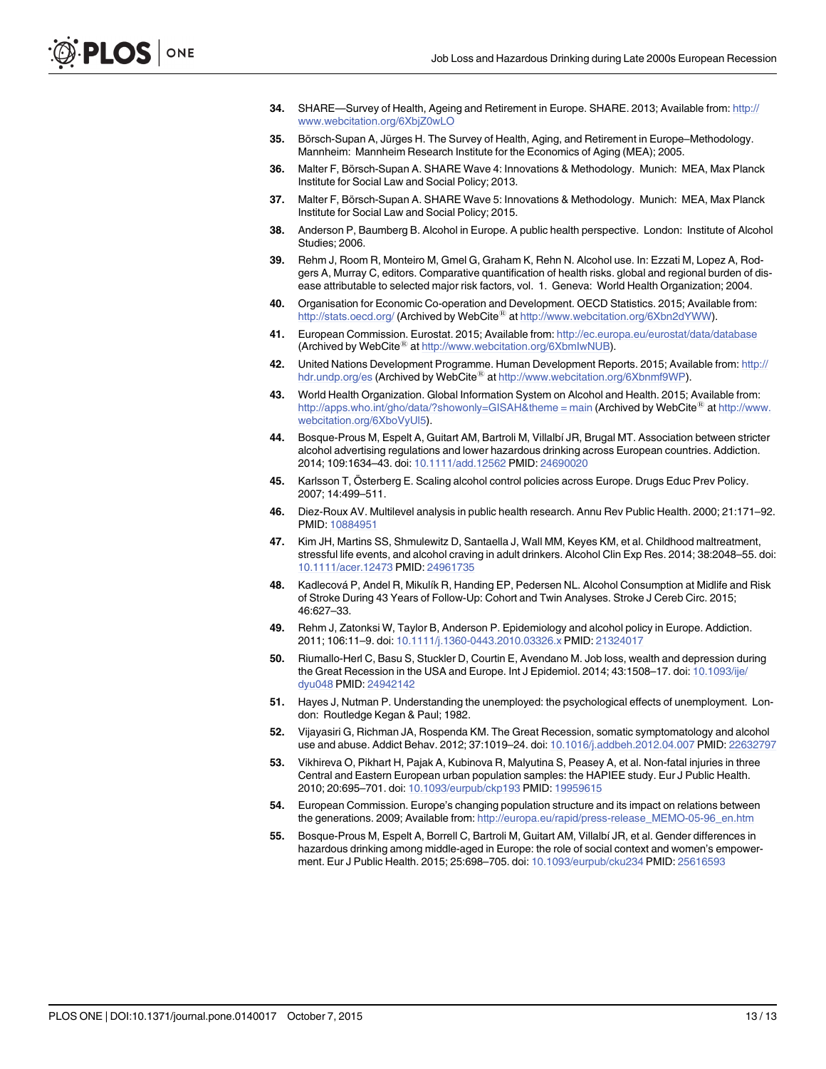34. SHARE—Survey of Health, Ageing and Retirement in Europe. SHARE. 2013; Available from: http://www.webcitation.org/6XbjZ0wLO

35. Börsch-Supan A, Jürges H. The Survey of Health, Aging, and Retirement in Europe–Methodology. Mannheim: Mannheim Research Institute for the Economics of Aging (MEA); 2005.

36. Malter F, Börsch-Supan A. SHARE Wave 4: Innovations & Methodology. Munich: MEA, Max Planck Institute for Social Law and Social Policy; 2013.

37. Malter F, Börsch-Supan A. SHARE Wave 5: Innovations & Methodology. Munich: MEA, Max Planck Institute for Social Law and Social Policy; 2015.

38. Anderson P, Baumberg B. Alcohol in Europe. A public health perspective. London: Institute of Alcohol Studies; 2006.

39. Rehm J, Room R, Monteiro M, Gmel G, Graham K, Rehn N. Alcohol use. In: Ezzati M, Lopez A, Rodgers A, Murray C, editors. Comparative quantification of health risks. global and regional burden of disease attributable to selected major risk factors, vol. 1. Geneva: World Health Organization; 2004.

40. Organisation for Economic Co-operation and Development. OECD Statistics. 2015; Available from: http://stats.oecd.org/ (Archived by WebCite® at http://www.webcitation.org/6Xbn2dYWW).

41. European Commission. Eurostat. 2015; Available from: http://ec.europa.eu/eurostat/data/database (Archived by WebCite® at http://www.webcitation.org/6XbmIwNUB).

42. United Nations Development Programme. Human Development Reports. 2015; Available from: http://hdr.undp.org/es (Archived by WebCite® at http://www.webcitation.org/6Xbnmf9WP).

43. World Health Organization. Global Information System on Alcohol and Health. 2015; Available from: http://apps.who.int/gho/data/?showonly=GISAH&theme = main (Archived by WebCite® at http://www.webcitation.org/6XboVyUl5).

44. Bosque-Prous M, Espelt A, Guitart AM, Bartroli M, Villalbí JR, Brugal MT. Association between stricter alcohol advertising regulations and lower hazardous drinking across European countries. Addiction. 2014; 109:1634–43. doi: 10.1111/add.12562 PMID: 24690020

45. Karlsson T, Österberg E. Scaling alcohol control policies across Europe. Drugs Educ Prev Policy. 2007; 14:499–511.

46. Diez-Roux AV. Multilevel analysis in public health research. Annu Rev Public Health. 2000; 21:171–92. PMID: 10884951

47. Kim JH, Martins SS, Shmulewitz D, Santaella J, Wall MM, Keyes KM, et al. Childhood maltreatment, stressful life events, and alcohol craving in adult drinkers. Alcohol Clin Exp Res. 2014; 38:2048–55. doi: 10.1111/acer.12473 PMID: 24961735

48. Kadlecová P, Andel R, Mikulík R, Handing EP, Pedersen NL. Alcohol Consumption at Midlife and Risk of Stroke During 43 Years of Follow-Up: Cohort and Twin Analyses. Stroke J Cereb Circ. 2015; 46:627–33.

49. Rehm J, Zatonksi W, Taylor B, Anderson P. Epidemiology and alcohol policy in Europe. Addiction. 2011; 106:11–9. doi: 10.1111/j.1360-0443.2010.03326.x PMID: 21324017

50. Riumallo-Herl C, Basu S, Stuckler D, Courtin E, Avendano M. Job loss, wealth and depression during the Great Recession in the USA and Europe. Int J Epidemiol. 2014; 43:1508–17. doi: 10.1093/ije/dyu048 PMID: 24942142

51. Hayes J, Nutman P. Understanding the unemployed: the psychological effects of unemployment. London: Routledge Kegan & Paul; 1982.

52. Vijayasiri G, Richman JA, Rospenda KM. The Great Recession, somatic symptomatology and alcohol use and abuse. Addict Behav. 2012; 37:1019–24. doi: 10.1016/j.addbeh.2012.04.007 PMID: 22632797

53. Vikhireva O, Pikhart H, Pajak A, Kubinova R, Malyutina S, Peasey A, et al. Non-fatal injuries in three Central and Eastern European urban population samples: the HAPIEE study. Eur J Public Health. 2010; 20:695–701. doi: 10.1093/eurpub/ckp193 PMID: 19959615

54. European Commission. Europe's changing population structure and its impact on relations between the generations. 2009; Available from: http://europa.eu/rapid/press-release_MEMO-05-96_en.htm

55. Bosque-Prous M, Espelt A, Borrell C, Bartroli M, Guitart AM, Villalbí JR, et al. Gender differences in hazardous drinking among middle-aged in Europe: the role of social context and women's empowerment. Eur J Public Health. 2015; 25:698–705. doi: 10.1093/eurpub/cku234 PMID: 25616593